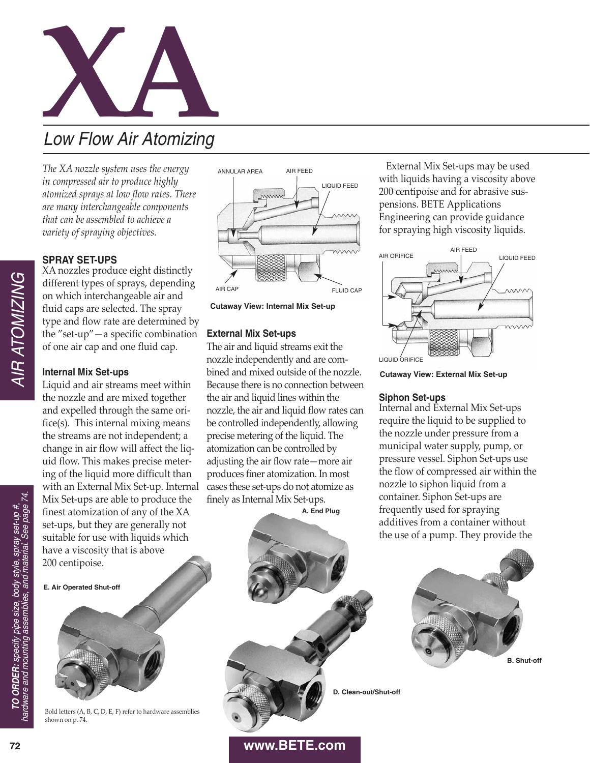# XA

## Low Flow Air Atomizing

*The XA nozzle system uses the energy in compressed air to produce highly atomized sprays at low flow rates. There are many interchangeable components that can be assembled to achieve a variety of spraying objectives.*

### SPRAY SET-UPS

XA nozzles produce eight distinctly different types of sprays, depending on which interchangeable air and fluid caps are selected. The spray type and flow rate are determined by the "set-up"—a specific combination of one air cap and one fluid cap.

### Internal Mix Set-ups

Liquid and air streams meet within the nozzle and are mixed together and expelled through the same orifice(s). This internal mixing means the streams are not independent; a change in air flow will affect the liquid flow. This makes precise metering of the liquid more difficult than with an External Mix Set-up. Internal Mix Set-ups are able to produce the finest atomization of any of the XA set-ups, but they are generally not suitable for use with liquids which have a viscosity that is above 200 centipoise.

ANNULAR AREA, AIR FEED, LIQUID FEED, AIR CAP, FLUID CAP

**Cutaway View: Internal Mix Set-up**

### External Mix Set-ups

The air and liquid streams exit the nozzle independently and are combined and mixed outside of the nozzle. Because there is no connection between the air and liquid lines within the nozzle, the air and liquid flow rates can be controlled independently, allowing precise metering of the liquid. The atomization can be controlled by adjusting the air flow rate—more air produces finer atomization. In most cases these set-ups do not atomize as finely as Internal Mix Set-ups.

External Mix Set-ups may be used with liquids having a viscosity above 200 centipoise and for abrasive suspensions. BETE Applications Engineering can provide guidance for spraying high viscosity liquids.

AIR ORIFICE, AIR FEED, LIQUID FEED, LIQUID ORIFICE

**Cutaway View: External Mix Set-up**

### Siphon Set-ups

Internal and External Mix Set-ups require the liquid to be supplied to the nozzle under pressure from a municipal water supply, pump, or pressure vessel. Siphon Set-ups use the flow of compressed air within the nozzle to siphon liquid from a container. Siphon Set-ups are frequently used for spraying additives from a container without the use of a pump. They provide the

**A. End Plug**

**B. Shut-off**

**D. Clean-out/Shut-off**

**E. Air Operated Shut-off**

Bold letters (A, B, C, D, E, F) refer to hardware assemblies shown on p. 74.

**TO ORDER:** *specify pipe size, body style, spray set-up #, hardware and mounting assemblies, and material. See page 74.*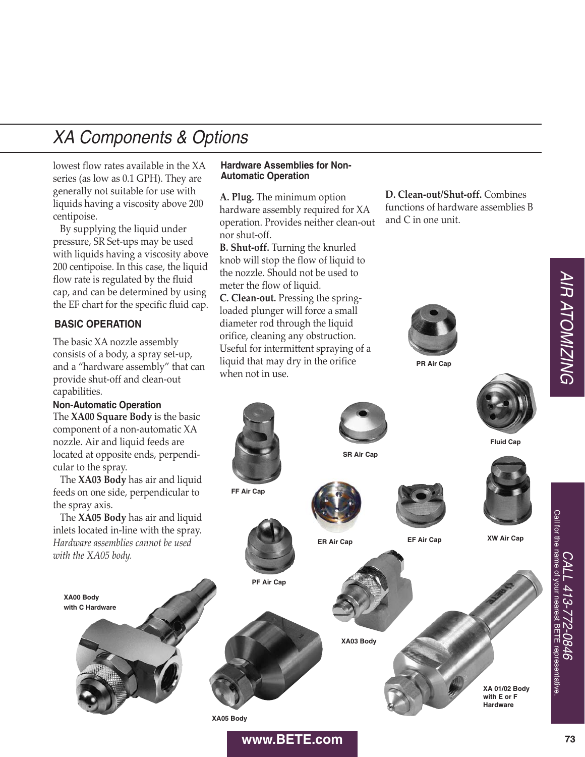# XA Components & Options

lowest flow rates available in the XA series (as low as 0.1 GPH). They are generally not suitable for use with liquids having a viscosity above 200 centipoise.

By supplying the liquid under pressure, SR Set-ups may be used with liquids having a viscosity above 200 centipoise. In this case, the liquid flow rate is regulated by the fluid cap, and can be determined by using the EF chart for the specific fluid cap.

## BASIC OPERATION

The basic XA nozzle assembly consists of a body, a spray set-up, and a "hardware assembly" that can provide shut-off and clean-out capabilities.

### Non-Automatic Operation

The **XA00 Square Body** is the basic component of a non-automatic XA nozzle. Air and liquid feeds are located at opposite ends, perpendicular to the spray.

The **XA03 Body** has air and liquid feeds on one side, perpendicular to the spray axis.

The **XA05 Body** has air and liquid inlets located in-line with the spray. *Hardware assemblies cannot be used with the XA05 body.*

### Hardware Assemblies for Non-Automatic Operation

**A. Plug.** The minimum option hardware assembly required for XA operation. Provides neither clean-out nor shut-off.

**B. Shut-off.** Turning the knurled knob will stop the flow of liquid to the nozzle. Should not be used to meter the flow of liquid.

**C. Clean-out.** Pressing the spring-loaded plunger will force a small diameter rod through the liquid orifice, cleaning any obstruction. Useful for intermittent spraying of a liquid that may dry in the orifice when not in use.

**D. Clean-out/Shut-off.** Combines functions of hardware assemblies B and C in one unit.

PR Air Cap

Fluid Cap

SR Air Cap

FF Air Cap

ER Air Cap

EF Air Cap

XW Air Cap

PF Air Cap

XA00 Body with C Hardware

XA03 Body

XA05 Body

XA 01/02 Body with E or F Hardware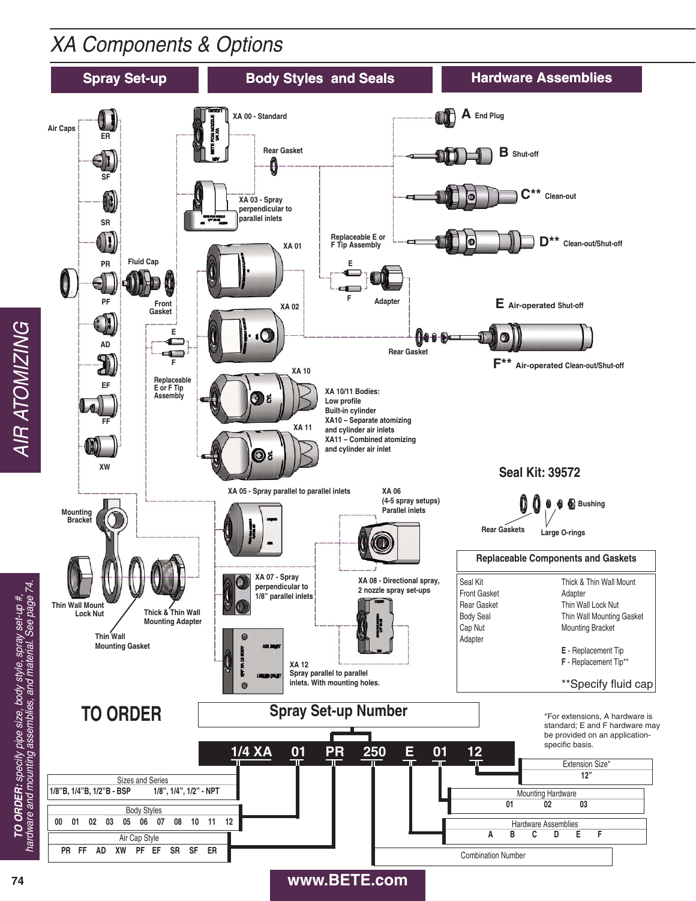# XA Components & Options

## Spray Set-up

Air Caps

- ER
- SF
- SR
- PR
- PF
- AD
- EF
- FF
- XW

Fluid Cap

Front Gasket

Replaceable E or F Tip Assembly

- E
- F

Mounting Bracket

Thin Wall Mount Lock Nut

Thick & Thin Wall Mounting Adapter

Thin Wall Mounting Gasket

## Body Styles and Seals

- XA 00 - Standard
- Rear Gasket
- XA 03 - Spray perpendicular to parallel inlets
- XA 01
- XA 02
- XA 10
- XA 11

XA 10/11 Bodies:
Low profile
Built-in cylinder
XA10 – Separate atomizing and cylinder air inlets
XA11 – Combined atomizing and cylinder air inlet

- XA 05 - Spray parallel to parallel inlets
- XA 06 (4-5 spray setups) Parallel inlets
- XA 07 - Spray perpendicular to 1/8" parallel inlets
- XA 08 - Directional spray, 2 nozzle spray set-ups
- XA 12 Spray parallel to parallel inlets. With mounting holes.

## Hardware Assemblies

- **A** End Plug
- **B** Shut-off
- **C**** Clean-out
- **D**** Clean-out/Shut-off
- **E** Air-operated Shut-off
- **F**** Air-operated Clean-out/Shut-off

Replaceable E or F Tip Assembly

- E
- F

Adapter

Rear Gasket

**Seal Kit: 39572**

Rear Gaskets, Large O-rings, Bushing

| Replaceable Components and Gaskets | |
|---|---|
| Seal Kit | Thick & Thin Wall Mount |
| Front Gasket | Adapter |
| Rear Gasket | Thin Wall Lock Nut |
| Body Seal | Thin Wall Mounting Gasket |
| Cap Nut | Mounting Bracket |
| Adapter | |
| | **E** - Replacement Tip |
| | **F** - Replacement Tip** |
| | **Specify fluid cap |

## TO ORDER

**Spray Set-up Number**

**1/4 XA 01 PR 250 E 01 12**

| Sizes and Series | |
|---|---|
| 1/8"B, 1/4"B, 1/2"B - BSP | 1/8", 1/4", 1/2" - NPT |

| Body Styles | | | | | | | | | | |
|---|---|---|---|---|---|---|---|---|---|---|
| 00 | 01 | 02 | 03 | 05 | 06 | 07 | 08 | 10 | 11 | 12 |

| Air Cap Style | | | | | | | | |
|---|---|---|---|---|---|---|---|---|
| PR | FF | AD | XW | PF | EF | SR | SF | ER |

Combination Number

| Hardware Assemblies | | | | | |
|---|---|---|---|---|---|
| A | B | C | D | E | F |

| Mounting Hardware | | |
|---|---|---|
| 01 | 02 | 03 |

| Extension Size* |
|---|
| 12" |

*For extensions, A hardware is standard; E and F hardware may be provided on an application-specific basis.

***TO ORDER:** specify pipe size, body style, spray set-up #, hardware and mounting assemblies, and material. See page 74.*

AIR ATOMIZING

www.BETE.com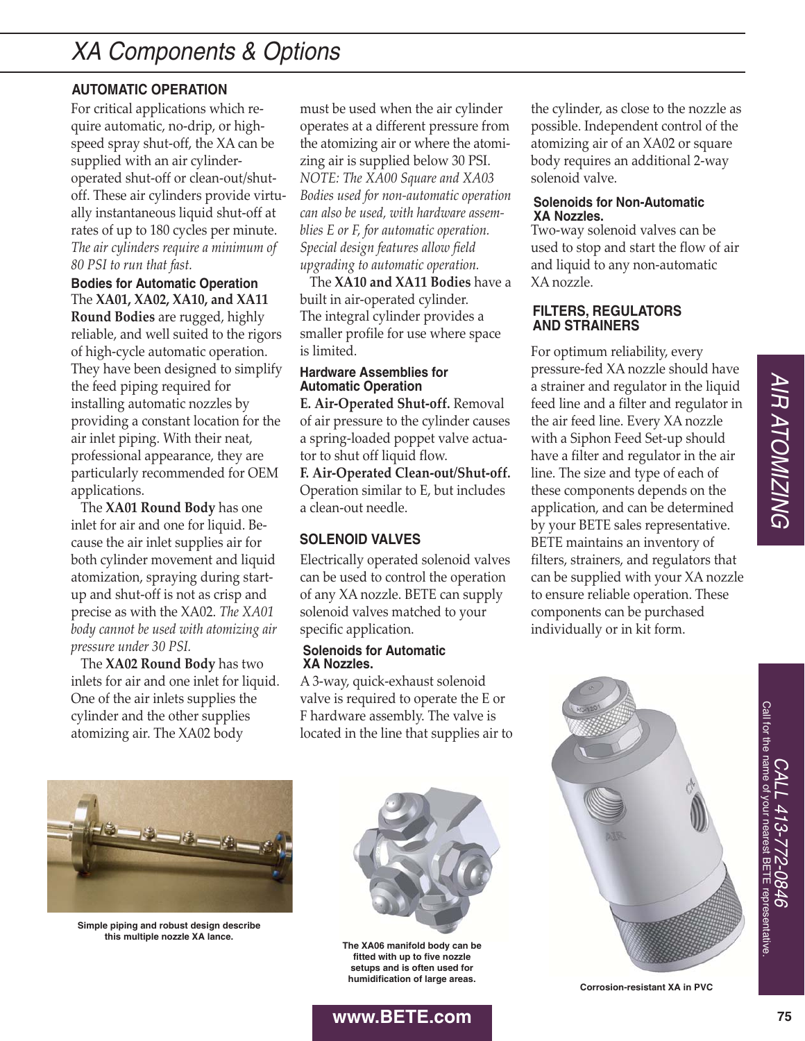# XA Components & Options

## AUTOMATIC OPERATION

For critical applications which require automatic, no-drip, or high-speed spray shut-off, the XA can be supplied with an air cylinder-operated shut-off or clean-out/shut-off. These air cylinders provide virtually instantaneous liquid shut-off at rates of up to 180 cycles per minute. *The air cylinders require a minimum of 80 PSI to run that fast.*

### Bodies for Automatic Operation

The **XA01, XA02, XA10, and XA11 Round Bodies** are rugged, highly reliable, and well suited to the rigors of high-cycle automatic operation. They have been designed to simplify the feed piping required for installing automatic nozzles by providing a constant location for the air inlet piping. With their neat, professional appearance, they are particularly recommended for OEM applications.

The **XA01 Round Body** has one inlet for air and one for liquid. Because the air inlet supplies air for both cylinder movement and liquid atomization, spraying during start-up and shut-off is not as crisp and precise as with the XA02. *The XA01 body cannot be used with atomizing air pressure under 30 PSI.*

The **XA02 Round Body** has two inlets for air and one inlet for liquid. One of the air inlets supplies the cylinder and the other supplies atomizing air. The XA02 body must be used when the air cylinder operates at a different pressure from the atomizing air or where the atomizing air is supplied below 30 PSI. *NOTE: The XA00 Square and XA03 Bodies used for non-automatic operation can also be used, with hardware assemblies E or F, for automatic operation. Special design features allow field upgrading to automatic operation.*

The **XA10 and XA11 Bodies** have a built in air-operated cylinder. The integral cylinder provides a smaller profile for use where space is limited.

### Hardware Assemblies for Automatic Operation

**E. Air-Operated Shut-off.** Removal of air pressure to the cylinder causes a spring-loaded poppet valve actuator to shut off liquid flow.

**F. Air-Operated Clean-out/Shut-off.** Operation similar to E, but includes a clean-out needle.

## SOLENOID VALVES

Electrically operated solenoid valves can be used to control the operation of any XA nozzle. BETE can supply solenoid valves matched to your specific application.

### Solenoids for Automatic XA Nozzles.

A 3-way, quick-exhaust solenoid valve is required to operate the E or F hardware assembly. The valve is located in the line that supplies air to the cylinder, as close to the nozzle as possible. Independent control of the atomizing air of an XA02 or square body requires an additional 2-way solenoid valve.

### Solenoids for Non-Automatic XA Nozzles.

Two-way solenoid valves can be used to stop and start the flow of air and liquid to any non-automatic XA nozzle.

## FILTERS, REGULATORS AND STRAINERS

For optimum reliability, every pressure-fed XA nozzle should have a strainer and regulator in the liquid feed line and a filter and regulator in the air feed line. Every XA nozzle with a Siphon Feed Set-up should have a filter and regulator in the air line. The size and type of each of these components depends on the application, and can be determined by your BETE sales representative. BETE maintains an inventory of filters, strainers, and regulators that can be supplied with your XA nozzle to ensure reliable operation. These components can be purchased individually or in kit form.

Simple piping and robust design describe this multiple nozzle XA lance.

The XA06 manifold body can be fitted with up to five nozzle setups and is often used for humidification of large areas.

Corrosion-resistant XA in PVC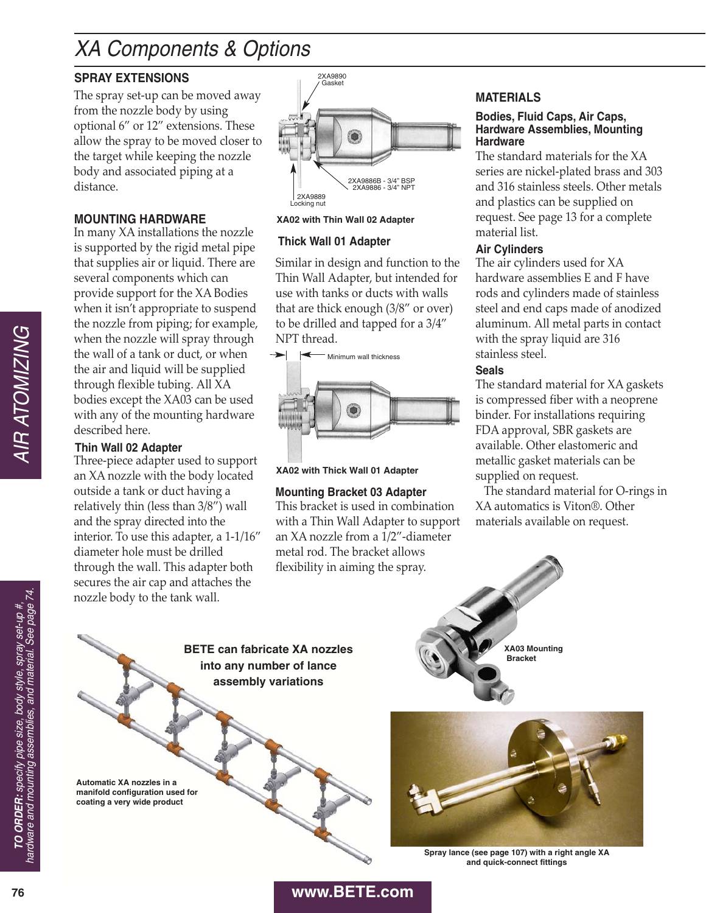# XA Components & Options

## SPRAY EXTENSIONS

The spray set-up can be moved away from the nozzle body by using optional 6″ or 12″ extensions. These allow the spray to be moved closer to the target while keeping the nozzle body and associated piping at a distance.

## MOUNTING HARDWARE

In many XA installations the nozzle is supported by the rigid metal pipe that supplies air or liquid. There are several components which can provide support for the XA Bodies when it isn't appropriate to suspend the nozzle from piping; for example, when the nozzle will spray through the wall of a tank or duct, or when the air and liquid will be supplied through flexible tubing. All XA bodies except the XA03 can be used with any of the mounting hardware described here.

### Thin Wall 02 Adapter

Three-piece adapter used to support an XA nozzle with the body located outside a tank or duct having a relatively thin (less than 3/8″) wall and the spray directed into the interior. To use this adapter, a 1-1/16″ diameter hole must be drilled through the wall. This adapter both secures the air cap and attaches the nozzle body to the tank wall.

2XA9890 Gasket

2XA9886B - 3/4″ BSP
2XA9886 - 3/4″ NPT

2XA9889 Locking nut

**XA02 with Thin Wall 02 Adapter**

### Thick Wall 01 Adapter

Similar in design and function to the Thin Wall Adapter, but intended for use with tanks or ducts with walls that are thick enough (3/8″ or over) to be drilled and tapped for a 3/4″ NPT thread.

Minimum wall thickness

**XA02 with Thick Wall 01 Adapter**

### Mounting Bracket 03 Adapter

This bracket is used in combination with a Thin Wall Adapter to support an XA nozzle from a 1/2″-diameter metal rod. The bracket allows flexibility in aiming the spray.

## MATERIALS

### Bodies, Fluid Caps, Air Caps, Hardware Assemblies, Mounting Hardware

The standard materials for the XA series are nickel-plated brass and 303 and 316 stainless steels. Other metals and plastics can be supplied on request. See page 13 for a complete material list.

### Air Cylinders

The air cylinders used for XA hardware assemblies E and F have rods and cylinders made of stainless steel and end caps made of anodized aluminum. All metal parts in contact with the spray liquid are 316 stainless steel.

### Seals

The standard material for XA gaskets is compressed fiber with a neoprene binder. For installations requiring FDA approval, SBR gaskets are available. Other elastomeric and metallic gasket materials can be supplied on request.

The standard material for O-rings in XA automatics is Viton®. Other materials available on request.

**XA03 Mounting Bracket**

**BETE can fabricate XA nozzles into any number of lance assembly variations**

**Automatic XA nozzles in a manifold configuration used for coating a very wide product**

**Spray lance (see page 107) with a right angle XA and quick-connect fittings**

***TO ORDER:*** *specify pipe size, body style, spray set-up #, hardware and mounting assemblies, and material. See page 74.*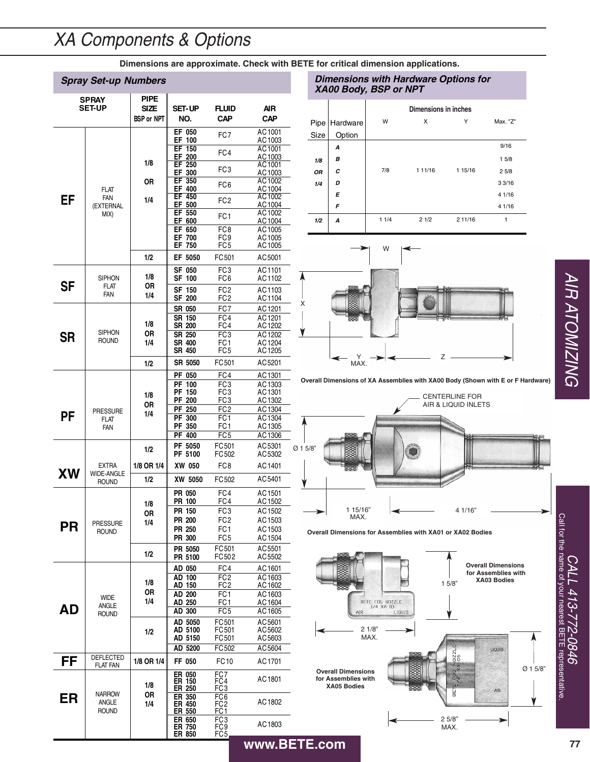# XA Components & Options

**Dimensions are approximate. Check with BETE for critical dimension applications.**

## Spray Set-up Numbers

| SPRAY SET-UP | | PIPE SIZE BSP or NPT | SET-UP NO. | FLUID CAP | AIR CAP |
|---|---|---|---|---|---|
| **EF** | FLAT FAN (EXTERNAL MIX) | 1/8 OR 1/4 | EF 050 | FC7 | AC1001 |
| | | | EF 100 | FC7 | AC1003 |
| | | | EF 150 | FC4 | AC1001 |
| | | | EF 200 | FC4 | AC1003 |
| | | | EF 250 | FC3 | AC1001 |
| | | | EF 300 | FC3 | AC1003 |
| | | | EF 350 | FC6 | AC1002 |
| | | | EF 400 | FC6 | AC1004 |
| | | | EF 450 | FC2 | AC1002 |
| | | | EF 500 | FC2 | AC1004 |
| | | | EF 550 | FC1 | AC1002 |
| | | | EF 600 | FC1 | AC1004 |
| | | | EF 650 | FC8 | AC1005 |
| | | | EF 700 | FC9 | AC1005 |
| | | | EF 750 | FC5 | AC1005 |
| | | 1/2 | EF 5050 | FC501 | AC5001 |
| **SF** | SIPHON FLAT FAN | 1/8 OR 1/4 | SF 050 | FC3 | AC1101 |
| | | | SF 100 | FC6 | AC1102 |
| | | | SF 150 | FC2 | AC1103 |
| | | | SF 200 | FC2 | AC1104 |
| **SR** | SIPHON ROUND | 1/8 OR 1/4 | SR 050 | FC7 | AC1201 |
| | | | SR 150 | FC4 | AC1201 |
| | | | SR 200 | FC4 | AC1202 |
| | | | SR 250 | FC3 | AC1202 |
| | | | SR 400 | FC1 | AC1204 |
| | | | SR 450 | FC5 | AC1205 |
| | | 1/2 | SR 5050 | FC501 | AC5201 |
| **PF** | PRESSURE FLAT FAN | 1/8 OR 1/4 | PF 050 | FC4 | AC1301 |
| | | | PF 100 | FC3 | AC1303 |
| | | | PF 150 | FC3 | AC1301 |
| | | | PF 200 | FC3 | AC1302 |
| | | | PF 250 | FC2 | AC1304 |
| | | | PF 300 | FC1 | AC1304 |
| | | | PF 350 | FC1 | AC1305 |
| | | | PF 400 | FC5 | AC1306 |
| | | 1/2 | PF 5050 | FC501 | AC5301 |
| | | | PF 5100 | FC502 | AC5302 |
| **XW** | EXTRA WIDE-ANGLE ROUND | 1/8 OR 1/4 | XW 050 | FC8 | AC1401 |
| | | 1/2 | XW 5050 | FC502 | AC5401 |
| **PR** | PRESSURE ROUND | 1/8 OR 1/4 | PR 050 | FC4 | AC1501 |
| | | | PR 100 | FC4 | AC1502 |
| | | | PR 150 | FC3 | AC1502 |
| | | | PR 200 | FC2 | AC1503 |
| | | | PR 250 | FC1 | AC1503 |
| | | | PR 300 | FC5 | AC1504 |
| | | 1/2 | PR 5050 | FC501 | AC5501 |
| | | | PR 5100 | FC502 | AC5502 |
| **AD** | WIDE ANGLE ROUND | 1/8 OR 1/4 | AD 050 | FC4 | AC1601 |
| | | | AD 100 | FC2 | AC1603 |
| | | | AD 150 | FC2 | AC1602 |
| | | | AD 200 | FC1 | AC1603 |
| | | | AD 250 | FC1 | AC1604 |
| | | | AD 300 | FC5 | AC1605 |
| | | 1/2 | AD 5050 | FC501 | AC5601 |
| | | | AD 5100 | FC501 | AC5602 |
| | | | AD 5150 | FC501 | AC5603 |
| | | | AD 5200 | FC502 | AC5604 |
| **FF** | DEFLECTED FLAT FAN | 1/8 OR 1/4 | FF 050 | FC10 | AC1701 |
| **ER** | NARROW ANGLE ROUND | 1/8 OR 1/4 | ER 050 | FC7 | AC1801 |
| | | | ER 150 | FC4 | AC1801 |
| | | | ER 250 | FC3 | AC1801 |
| | | | ER 350 | FC6 | AC1802 |
| | | | ER 450 | FC2 | AC1802 |
| | | | ER 550 | FC1 | AC1802 |
| | | | ER 650 | FC3 | AC1803 |
| | | | ER 750 | FC9 | AC1803 |
| | | | ER 850 | FC5 | AC1803 |

## Dimensions with Hardware Options for XA00 Body, BSP or NPT

| Pipe Size | Hardware Option | W | X | Y | Max. "Z" |
|---|---|---|---|---|---|
| | | Dimensions in inches | | | |
| 1/8 OR 1/4 | A | 7/8 | 1 11/16 | 1 15/16 | 9/16 |
| | B | | | | 1 5/8 |
| | C | | | | 2 5/8 |
| | D | | | | 3 3/16 |
| | E | | | | 4 1/16 |
| | F | | | | 4 1/16 |
| 1/2 | A | 1 1/4 | 2 1/2 | 2 11/16 | 1 |

W; X; Y MAX.; Z

Overall Dimensions of XA Assemblies with XA00 Body (Shown with E or F Hardware)

CENTERLINE FOR AIR & LIQUID INLETS

Ø 1 5/8"; 1 15/16" MAX.; 4 1/16"

Overall Dimensions for Assemblies with XA01 or XA02 Bodies

1 5/8"; 2 1/8" MAX.

Overall Dimensions for Assemblies with XA03 Bodies

Ø 1 5/8"; 2 5/8" MAX.

Overall Dimensions for Assemblies with XA05 Bodies

AIR ATOMIZING

CALL 413-772-0846

Call for the name of your nearest BETE representative.

www.BETE.com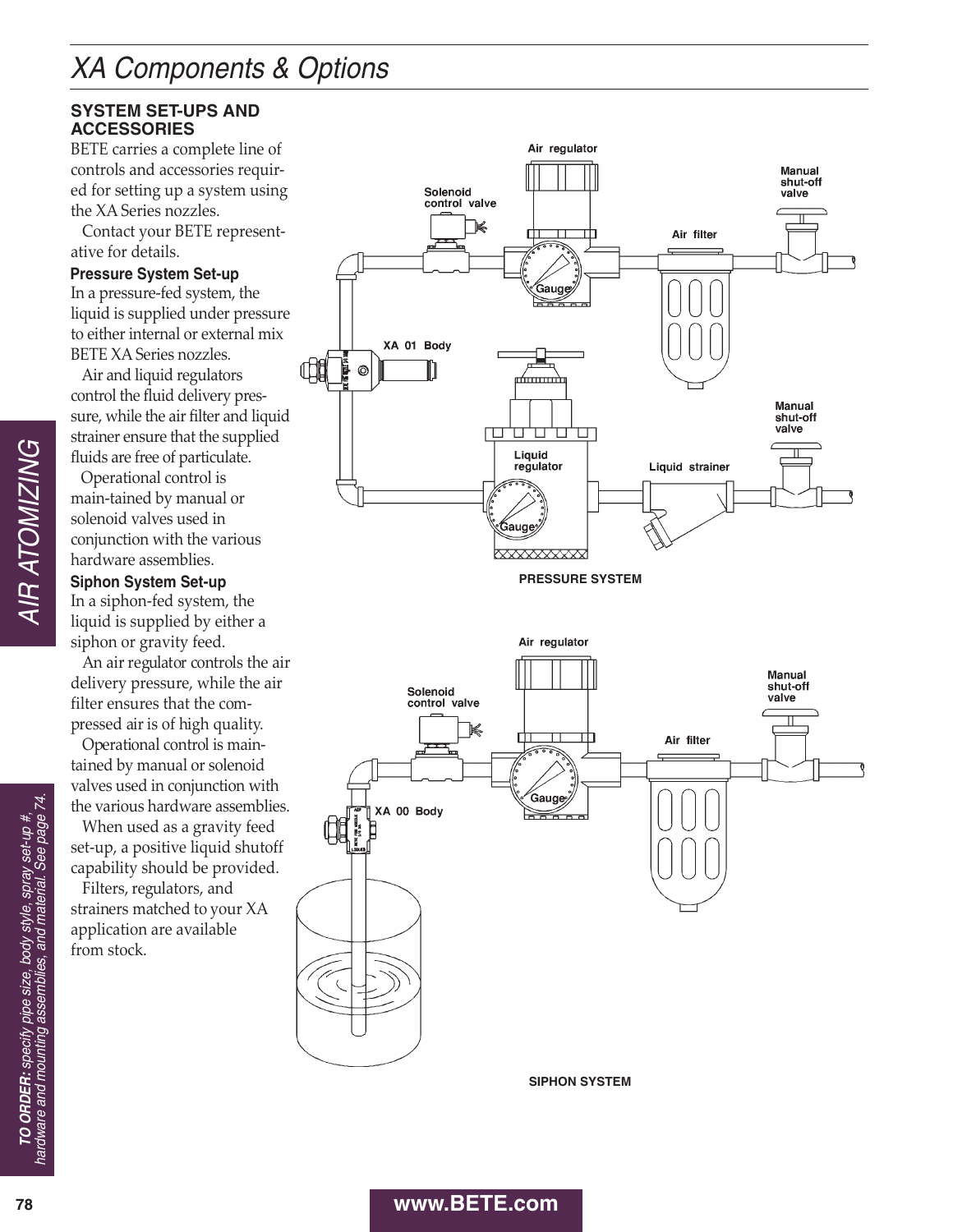# XA Components & Options

## SYSTEM SET-UPS AND ACCESSORIES

BETE carries a complete line of controls and accessories required for setting up a system using the XA Series nozzles.

Contact your BETE representative for details.

### Pressure System Set-up

In a pressure-fed system, the liquid is supplied under pressure to either internal or external mix BETE XA Series nozzles.

Air and liquid regulators control the fluid delivery pressure, while the air filter and liquid strainer ensure that the supplied fluids are free of particulate.

Operational control is main-tained by manual or solenoid valves used in conjunction with the various hardware assemblies.

### Siphon System Set-up

In a siphon-fed system, the liquid is supplied by either a siphon or gravity feed.

An air regulator controls the air delivery pressure, while the air filter ensures that the compressed air is of high quality.

Operational control is maintained by manual or solenoid valves used in conjunction with the various hardware assemblies.

When used as a gravity feed set-up, a positive liquid shutoff capability should be provided.

Filters, regulators, and strainers matched to your XA application are available from stock.

Air regulator
Solenoid control valve
Manual shut-off valve
Air filter
Gauge
XA 01 Body
Liquid regulator
Manual shut-off valve
Liquid strainer
Gauge

PRESSURE SYSTEM

Air regulator
Solenoid control valve
Manual shut-off valve
Air filter
Gauge
XA 00 Body

SIPHON SYSTEM

AIR ATOMIZING

***TO ORDER:*** *specify pipe size, body style, spray set-up #, hardware and mounting assemblies, and material. See page 74.*

www.BETE.com